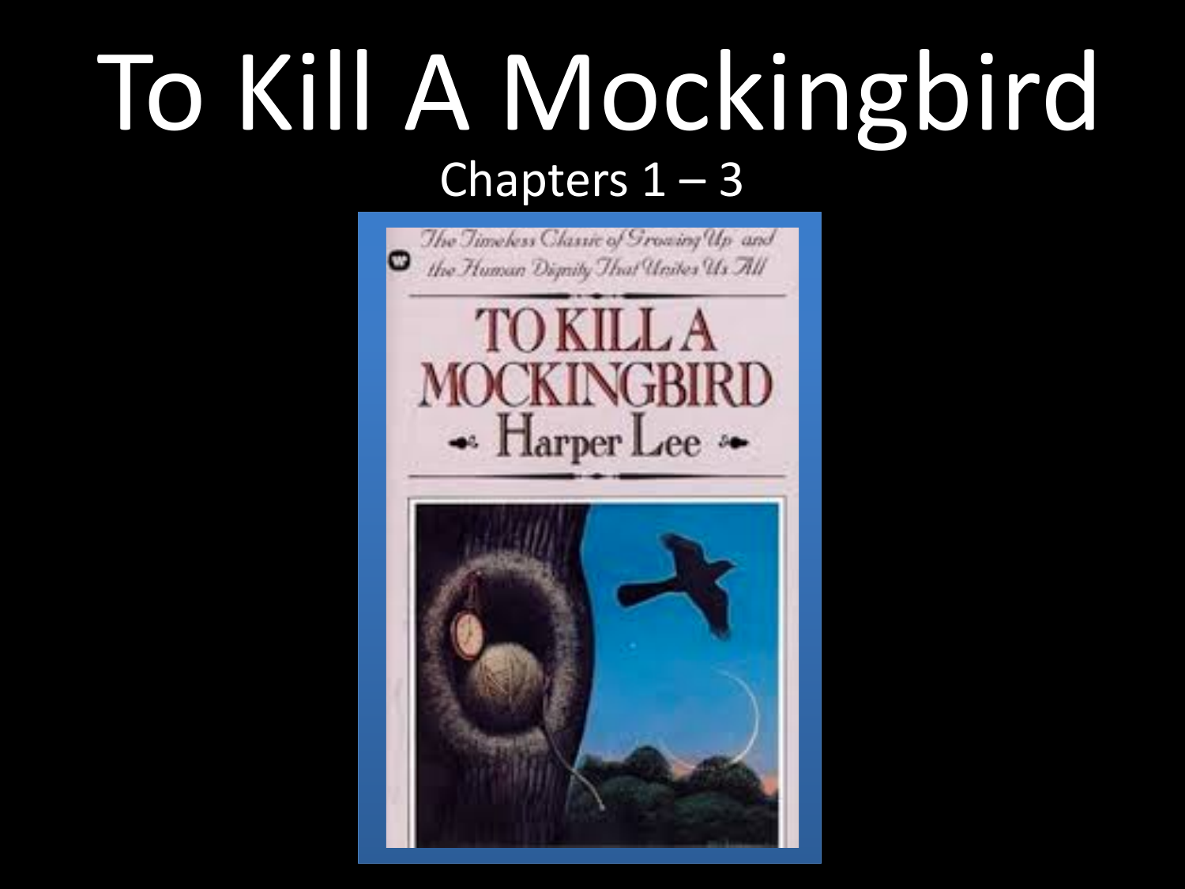# To Kill A Mockingbird

## Chapters 1 – 3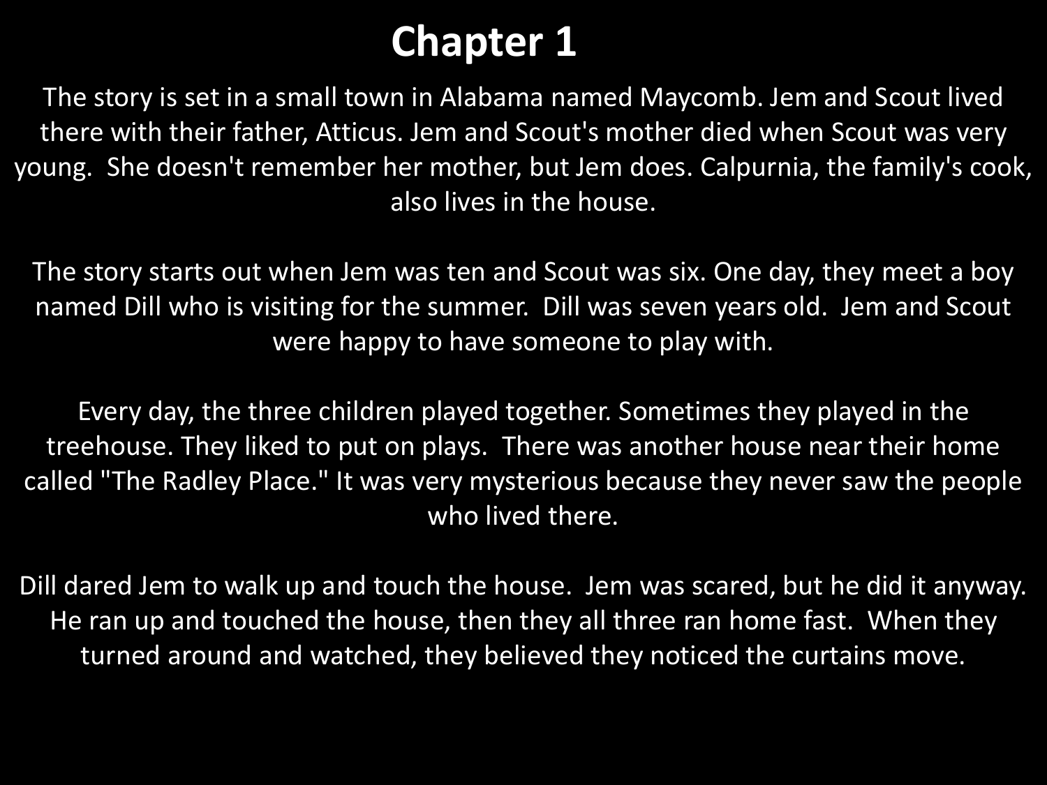# Chapter 1

The story is set in a small town in Alabama named Maycomb. Jem and Scout lived there with their father, Atticus. Jem and Scout's mother died when Scout was very young. She doesn't remember her mother, but Jem does. Calpurnia, the family's cook, also lives in the house.

The story starts out when Jem was ten and Scout was six. One day, they meet a boy named Dill who is visiting for the summer. Dill was seven years old. Jem and Scout were happy to have someone to play with.

Every day, the three children played together. Sometimes they played in the treehouse. They liked to put on plays. There was another house near their home called "The Radley Place." It was very mysterious because they never saw the people who lived there.

Dill dared Jem to walk up and touch the house. Jem was scared, but he did it anyway. He ran up and touched the house, then they all three ran home fast. When they turned around and watched, they believed they noticed the curtains move.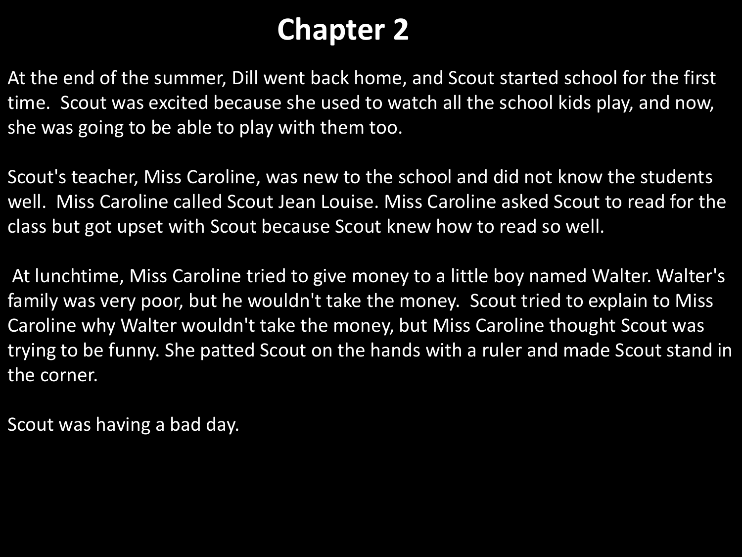# Chapter 2

At the end of the summer, Dill went back home, and Scout started school for the first time. Scout was excited because she used to watch all the school kids play, and now, she was going to be able to play with them too.

Scout's teacher, Miss Caroline, was new to the school and did not know the students well. Miss Caroline called Scout Jean Louise. Miss Caroline asked Scout to read for the class but got upset with Scout because Scout knew how to read so well.

At lunchtime, Miss Caroline tried to give money to a little boy named Walter. Walter's family was very poor, but he wouldn't take the money. Scout tried to explain to Miss Caroline why Walter wouldn't take the money, but Miss Caroline thought Scout was trying to be funny. She patted Scout on the hands with a ruler and made Scout stand in the corner.

Scout was having a bad day.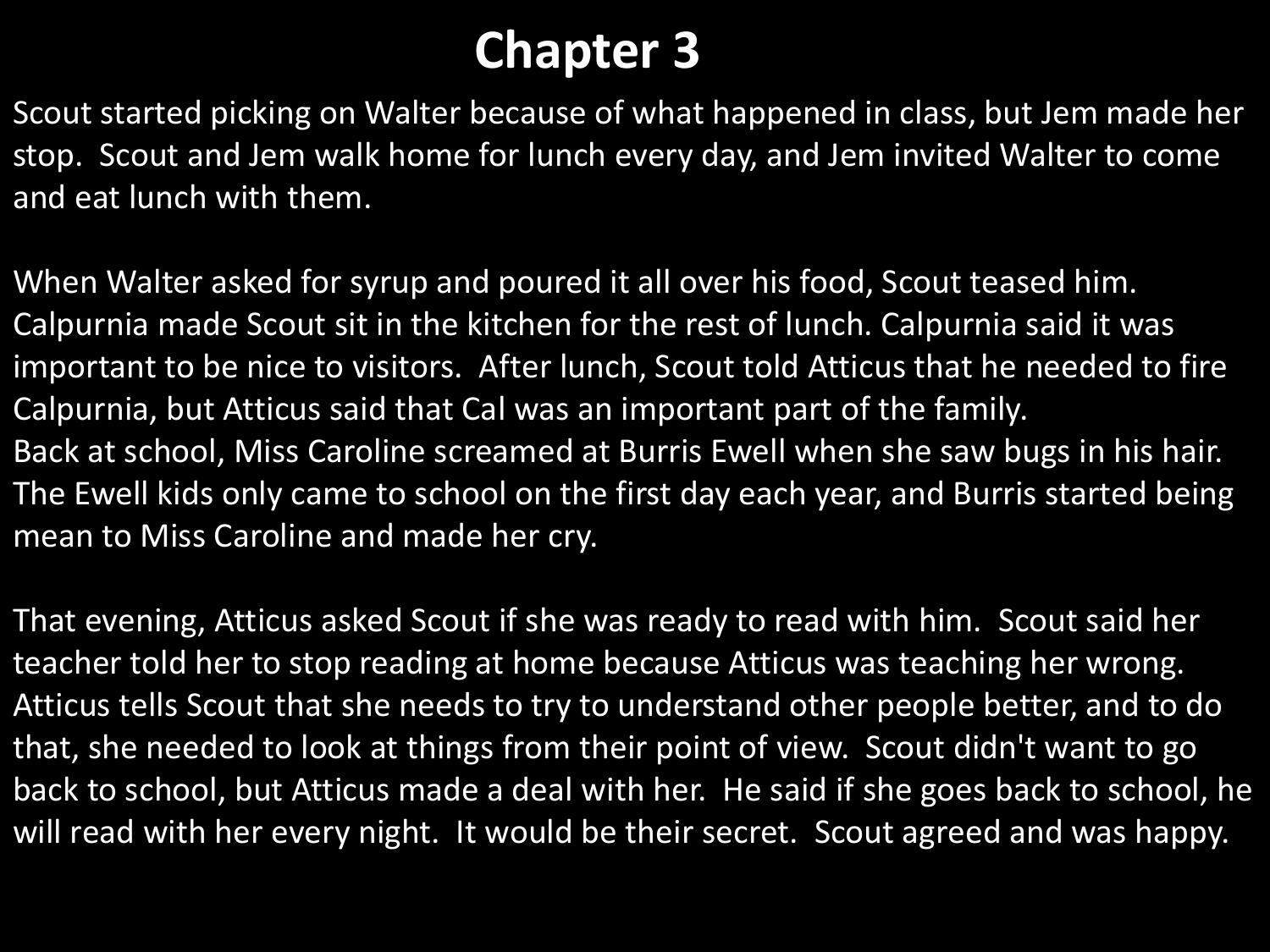# Chapter 3

Scout started picking on Walter because of what happened in class, but Jem made her stop. Scout and Jem walk home for lunch every day, and Jem invited Walter to come and eat lunch with them.

When Walter asked for syrup and poured it all over his food, Scout teased him. Calpurnia made Scout sit in the kitchen for the rest of lunch. Calpurnia said it was important to be nice to visitors. After lunch, Scout told Atticus that he needed to fire Calpurnia, but Atticus said that Cal was an important part of the family.
Back at school, Miss Caroline screamed at Burris Ewell when she saw bugs in his hair. The Ewell kids only came to school on the first day each year, and Burris started being mean to Miss Caroline and made her cry.

That evening, Atticus asked Scout if she was ready to read with him. Scout said her teacher told her to stop reading at home because Atticus was teaching her wrong. Atticus tells Scout that she needs to try to understand other people better, and to do that, she needed to look at things from their point of view. Scout didn't want to go back to school, but Atticus made a deal with her. He said if she goes back to school, he will read with her every night. It would be their secret. Scout agreed and was happy.